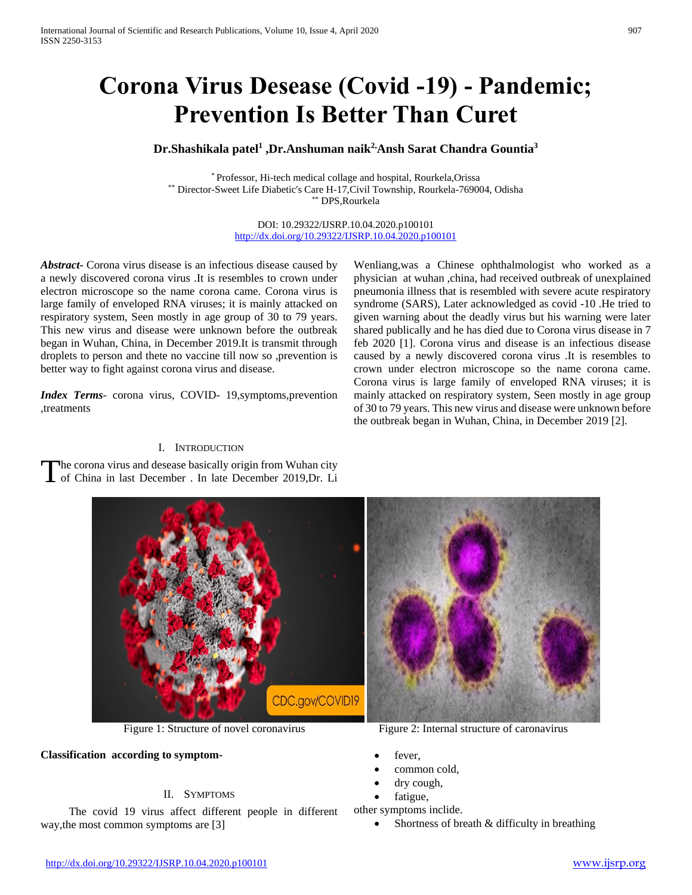# Corona Virus Desease (Covid -19) - Pandemic; Prevention Is Better Than Curet

**Dr.Shashikala patel[1] ,Dr.Anshuman naik[2,]Ansh Sarat Chandra Gountia[3]**

[*] Professor, Hi-tech medical collage and hospital, Rourkela,Orissa
[**] Director-Sweet Life Diabetic's Care H-17,Civil Township, Rourkela-769004, Odisha
[**] DPS,Rourkela

DOI: 10.29322/IJSRP.10.04.2020.p100101
http://dx.doi.org/10.29322/IJSRP.10.04.2020.p100101

***Abstract***- Corona virus disease is an infectious disease caused by a newly discovered corona virus .It is resembles to crown under electron microscope so the name corona came. Corona virus is large family of enveloped RNA viruses; it is mainly attacked on respiratory system, Seen mostly in age group of 30 to 79 years. This new virus and disease were unknown before the outbreak began in Wuhan, China, in December 2019.It is transmit through droplets to person and thete no vaccine till now so ,prevention is better way to fight against corona virus and disease.

***Index Terms***- corona virus, COVID- 19,symptoms,prevention ,treatments

## I. Introduction

The corona virus and desease basically origin from Wuhan city of China in last December . In late December 2019,Dr. Li Wenliang,was a Chinese ophthalmologist who worked as a physician at wuhan ,china, had received outbreak of unexplained pneumonia illness that is resembled with severe acute respiratory syndrome (SARS), Later acknowledged as covid -10 .He tried to given warning about the deadly virus but his warning were later shared publically and he has died due to Corona virus disease in 7 feb 2020 [1]. Corona virus and disease is an infectious disease caused by a newly discovered corona virus .It is resembles to crown under electron microscope so the name corona came. Corona virus is large family of enveloped RNA viruses; it is mainly attacked on respiratory system, Seen mostly in age group of 30 to 79 years. This new virus and disease were unknown before the outbreak began in Wuhan, China, in December 2019 [2].

Figure 1: Structure of novel coronavirus

Figure 2: Internal structure of caronavirus

**Classification according to symptom-**

## II. Symptoms

The covid 19 virus affect different people in different way,the most common symptoms are [3]

- fever,
- common cold,
- dry cough,
- fatigue,

other symptoms inclide.

- Shortness of breath & difficulty in breathing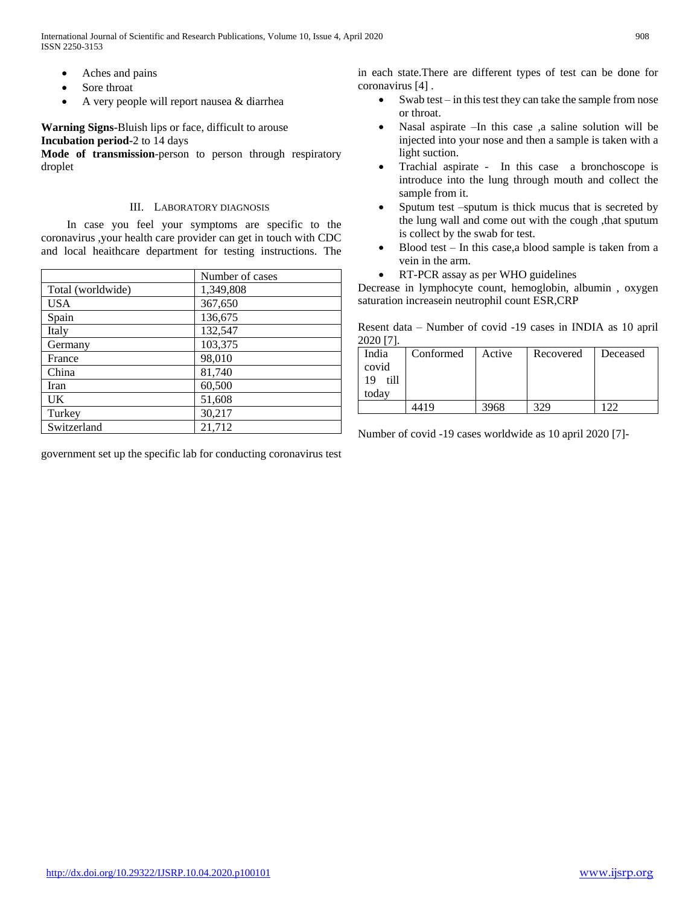- Aches and pains
- Sore throat
- A very people will report nausea & diarrhea

**Warning Signs**-Bluish lips or face, difficult to arouse
**Incubation period**-2 to 14 days
**Mode of transmission**-person to person through respiratory droplet

## III. LABORATORY DIAGNOSIS

In case you feel your symptoms are specific to the coronavirus ,your health care provider can get in touch with CDC and local heaithcare department for testing instructions. The government set up the specific lab for conducting coronavirus test in each state.There are different types of test can be done for coronavirus [4] .

| | Number of cases |
|---|---|
| Total (worldwide) | 1,349,808 |
| USA | 367,650 |
| Spain | 136,675 |
| Italy | 132,547 |
| Germany | 103,375 |
| France | 98,010 |
| China | 81,740 |
| Iran | 60,500 |
| UK | 51,608 |
| Turkey | 30,217 |
| Switzerland | 21,712 |

- Swab test – in this test they can take the sample from nose or throat.
- Nasal aspirate –In this case ,a saline solution will be injected into your nose and then a sample is taken with a light suction.
- Trachial aspirate - In this case a bronchoscope is introduce into the lung through mouth and collect the sample from it.
- Sputum test –sputum is thick mucus that is secreted by the lung wall and come out with the cough ,that sputum is collect by the swab for test.
- Blood test – In this case,a blood sample is taken from a vein in the arm.
- RT-PCR assay as per WHO guidelines

Decrease in lymphocyte count, hemoglobin, albumin , oxygen saturation increasein neutrophil count ESR,CRP

Resent data – Number of covid -19 cases in INDIA as 10 april 2020 [7].

| India covid 19 till today | Conformed | Active | Recovered | Deceased |
|---|---|---|---|---|
| | 4419 | 3968 | 329 | 122 |

Number of covid -19 cases worldwide as 10 april 2020 [7]-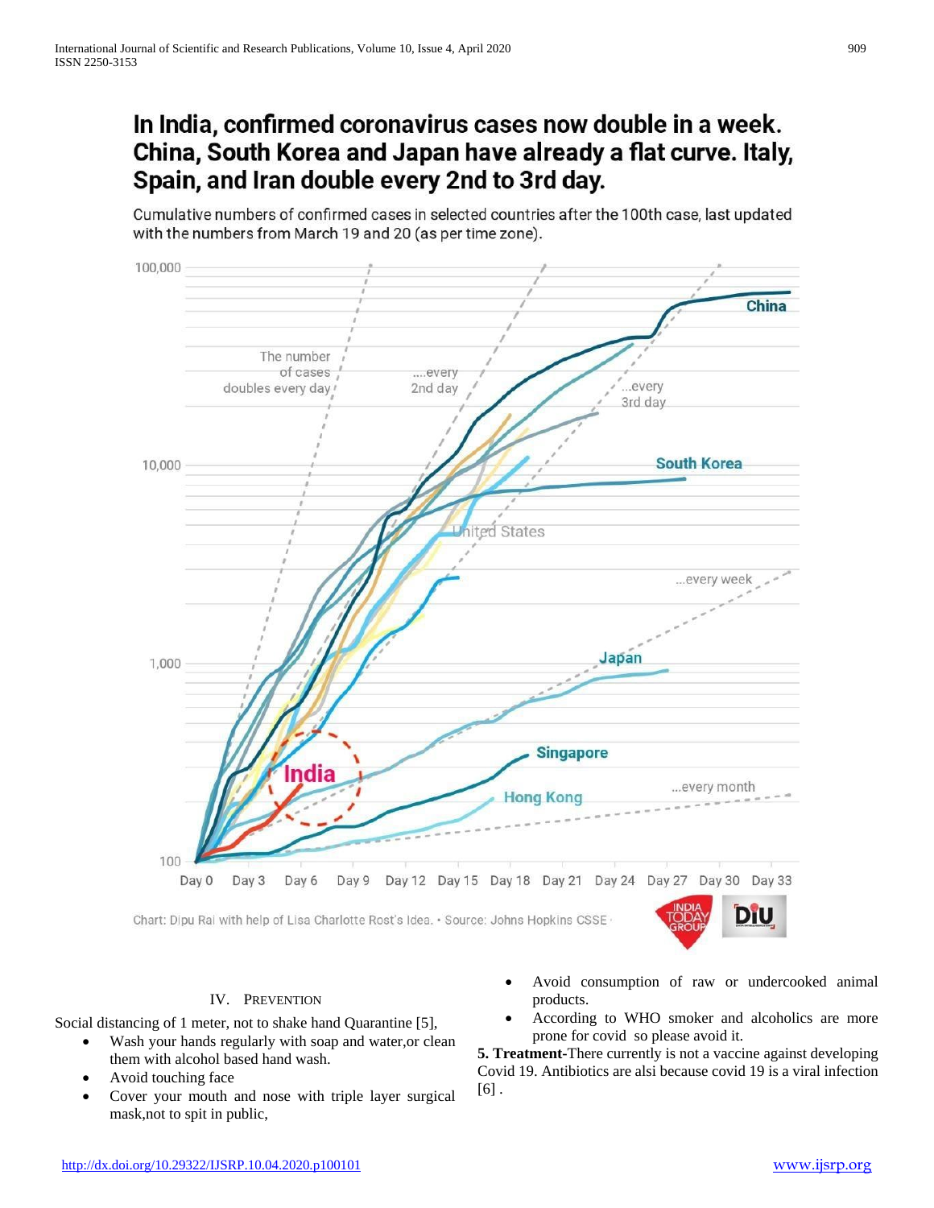## In India, confirmed coronavirus cases now double in a week. China, South Korea and Japan have already a flat curve. Italy, Spain, and Iran double every 2nd to 3rd day.

Cumulative numbers of confirmed cases in selected countries after the 100th case, last updated with the numbers from March 19 and 20 (as per time zone).

Chart: Dipu Rai with help of Lisa Charlotte Rost's Idea. • Source: Johns Hopkins CSSE

### IV. PREVENTION

Social distancing of 1 meter, not to shake hand Quarantine [5],

- Wash your hands regularly with soap and water,or clean them with alcohol based hand wash.
- Avoid touching face
- Cover your mouth and nose with triple layer surgical mask,not to spit in public,
- Avoid consumption of raw or undercooked animal products.
- According to WHO smoker and alcoholics are more prone for covid so please avoid it.

**5. Treatment**-There currently is not a vaccine against developing Covid 19. Antibiotics are alsi because covid 19 is a viral infection [6] .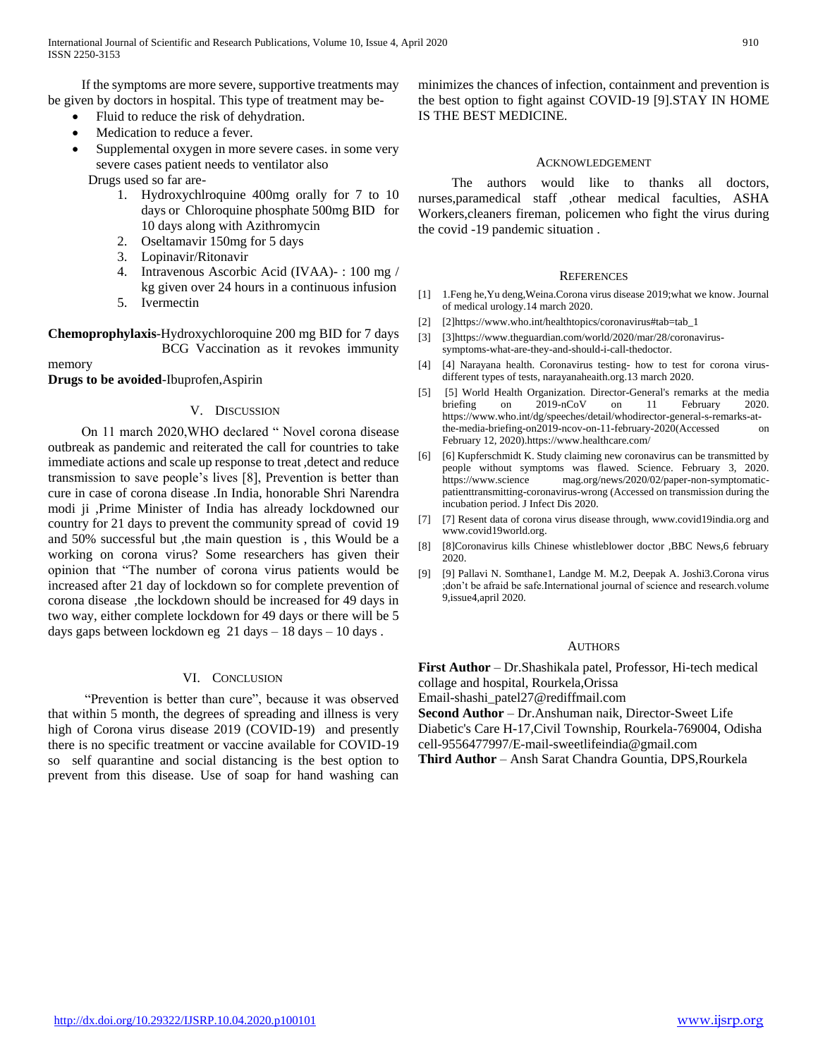If the symptoms are more severe, supportive treatments may be given by doctors in hospital. This type of treatment may be-

- Fluid to reduce the risk of dehydration.
- Medication to reduce a fever.
- Supplemental oxygen in more severe cases. in some very severe cases patient needs to ventilator also

Drugs used so far are-

1. Hydroxychlroquine 400mg orally for 7 to 10 days or Chloroquine phosphate 500mg BID for 10 days along with Azithromycin
2. Oseltamavir 150mg for 5 days
3. Lopinavir/Ritonavir
4. Intravenous Ascorbic Acid (IVAA)- : 100 mg / kg given over 24 hours in a continuous infusion
5. Ivermectin

**Chemoprophylaxis**-Hydroxychloroquine 200 mg BID for 7 days
BCG Vaccination as it revokes immunity memory

**Drugs to be avoided**-Ibuprofen,Aspirin

## V. Discussion

On 11 march 2020,WHO declared " Novel corona disease outbreak as pandemic and reiterated the call for countries to take immediate actions and scale up response to treat ,detect and reduce transmission to save people's lives [8], Prevention is better than cure in case of corona disease .In India, honorable Shri Narendra modi ji ,Prime Minister of India has already lockdowned our country for 21 days to prevent the community spread of covid 19 and 50% successful but ,the main question is , this Would be a working on corona virus? Some researchers has given their opinion that "The number of corona virus patients would be increased after 21 day of lockdown so for complete prevention of corona disease ,the lockdown should be increased for 49 days in two way, either complete lockdown for 49 days or there will be 5 days gaps between lockdown eg 21 days – 18 days – 10 days .

## VI. Conclusion

"Prevention is better than cure", because it was observed that within 5 month, the degrees of spreading and illness is very high of Corona virus disease 2019 (COVID-19) and presently there is no specific treatment or vaccine available for COVID-19 so self quarantine and social distancing is the best option to prevent from this disease. Use of soap for hand washing can minimizes the chances of infection, containment and prevention is the best option to fight against COVID-19 [9].STAY IN HOME IS THE BEST MEDICINE.

## Acknowledgement

The authors would like to thanks all doctors, nurses,paramedical staff ,othear medical faculties, ASHA Workers,cleaners fireman, policemen who fight the virus during the covid -19 pandemic situation .

## References

[1] 1.Feng he,Yu deng,Weina.Corona virus disease 2019;what we know. Journal of medical urology.14 march 2020.

[2] [2]https://www.who.int/healthtopics/coronavirus#tab=tab_1

[3] [3]https://www.theguardian.com/world/2020/mar/28/coronavirus-symptoms-what-are-they-and-should-i-call-thedoctor.

[4] [4] Narayana health. Coronavirus testing- how to test for corona virus-different types of tests, narayanaheaith.org.13 march 2020.

[5] [5] World Health Organization. Director-General's remarks at the media briefing on 2019-nCoV on 11 February 2020. https://www.who.int/dg/speeches/detail/whodirector-general-s-remarks-at-the-media-briefing-on2019-ncov-on-11-february-2020(Accessed on February 12, 2020).https://www.healthcare.com/

[6] [6] Kupferschmidt K. Study claiming new coronavirus can be transmitted by people without symptoms was flawed. Science. February 3, 2020. https://www.science mag.org/news/2020/02/paper-non-symptomatic-patienttransmitting-coronavirus-wrong (Accessed on transmission during the incubation period. J Infect Dis 2020.

[7] [7] Resent data of corona virus disease through, www.covid19india.org and www.covid19world.org.

[8] [8]Coronavirus kills Chinese whistleblower doctor ,BBC News,6 february 2020.

[9] [9] Pallavi N. Somthane1, Landge M. M.2, Deepak A. Joshi3.Corona virus ;don't be afraid be safe.International journal of science and research.volume 9,issue4,april 2020.

## Authors

**First Author** – Dr.Shashikala patel, Professor, Hi-tech medical collage and hospital, Rourkela,Orissa
Email-shashi_patel27@rediffmail.com

**Second Author** – Dr.Anshuman naik, Director-Sweet Life Diabetic's Care H-17,Civil Township, Rourkela-769004, Odisha cell-9556477997/E-mail-sweetlifeindia@gmail.com

**Third Author** – Ansh Sarat Chandra Gountia, DPS,Rourkela